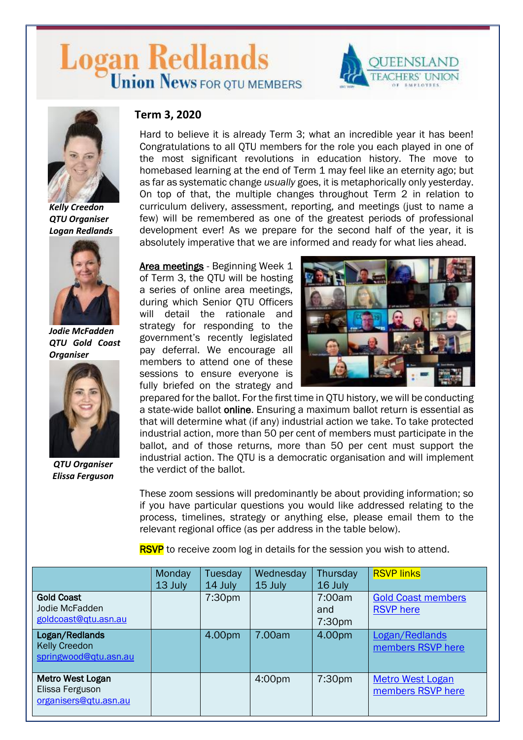# Logan Redlands

## Union News FOR QTU MEMBERS

QUEENSLAND TEACHERS' UNION OF EMPLOYEES

*Kelly Creedon*
*QTU Organiser*
*Logan Redlands*

*Jodie McFadden*
*QTU Gold Coast Organiser*

*QTU Organiser*
*Elissa Ferguson*

### Term 3, 2020

Hard to believe it is already Term 3; what an incredible year it has been! Congratulations to all QTU members for the role you each played in one of the most significant revolutions in education history. The move to homebased learning at the end of Term 1 may feel like an eternity ago; but as far as systematic change *usually* goes, it is metaphorically only yesterday. On top of that, the multiple changes throughout Term 2 in relation to curriculum delivery, assessment, reporting, and meetings (just to name a few) will be remembered as one of the greatest periods of professional development ever! As we prepare for the second half of the year, it is absolutely imperative that we are informed and ready for what lies ahead.

**Area meetings** - Beginning Week 1 of Term 3, the QTU will be hosting a series of online area meetings, during which Senior QTU Officers will detail the rationale and strategy for responding to the government's recently legislated pay deferral. We encourage all members to attend one of these sessions to ensure everyone is fully briefed on the strategy and prepared for the ballot. For the first time in QTU history, we will be conducting a state-wide ballot **online**. Ensuring a maximum ballot return is essential as that will determine what (if any) industrial action we take. To take protected industrial action, more than 50 per cent of members must participate in the ballot, and of those returns, more than 50 per cent must support the industrial action. The QTU is a democratic organisation and will implement the verdict of the ballot.

These zoom sessions will predominantly be about providing information; so if you have particular questions you would like addressed relating to the process, timelines, strategy or anything else, please email them to the relevant regional office (as per address in the table below).

**RSVP** to receive zoom log in details for the session you wish to attend.

| | Monday 13 July | Tuesday 14 July | Wednesday 15 July | Thursday 16 July | RSVP links |
|---|---|---|---|---|---|
| **Gold Coast** Jodie McFadden goldcoast@qtu.asn.au | | 7:30pm | | 7:00am and 7:30pm | Gold Coast members RSVP here |
| **Logan/Redlands** Kelly Creedon springwood@qtu.asn.au | | 4.00pm | 7.00am | 4.00pm | Logan/Redlands members RSVP here |
| **Metro West Logan** Elissa Ferguson organisers@qtu.asn.au | | | 4:00pm | 7:30pm | Metro West Logan members RSVP here |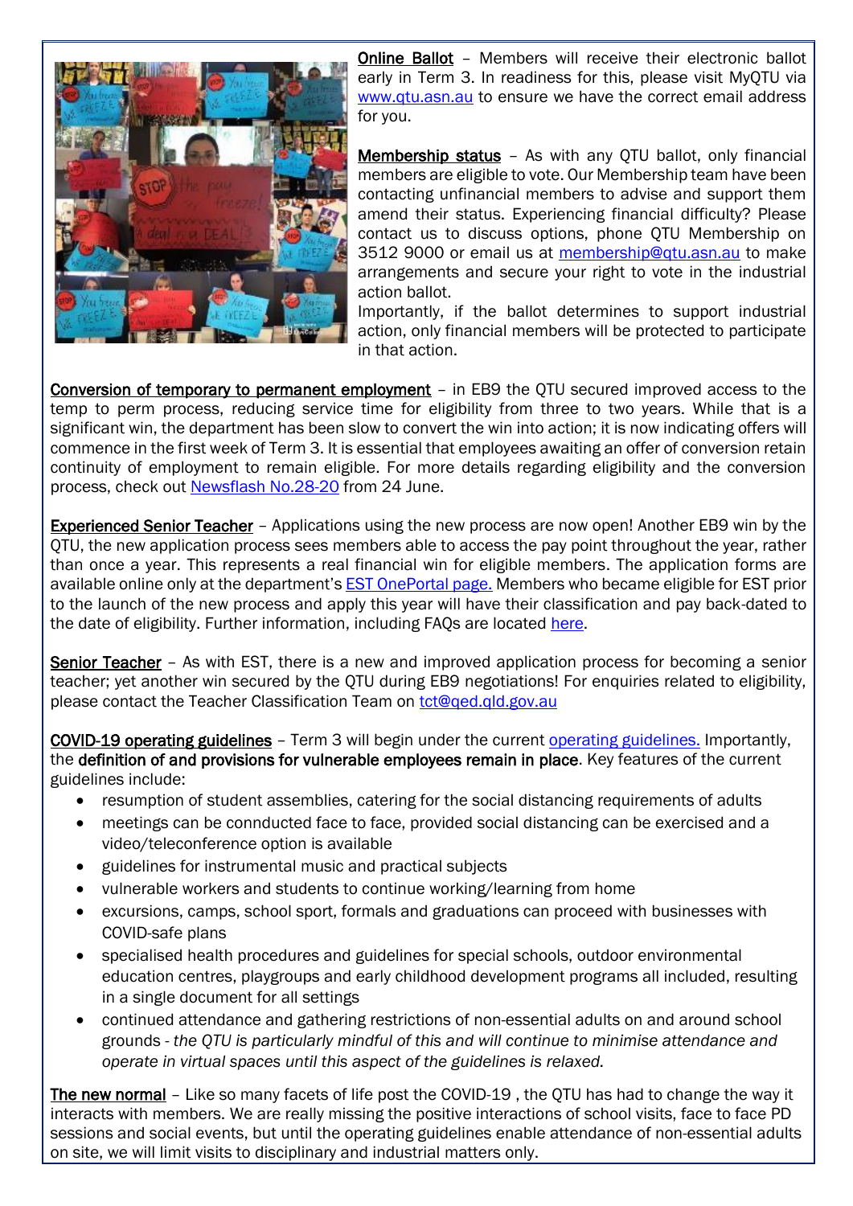**Online Ballot** – Members will receive their electronic ballot early in Term 3. In readiness for this, please visit MyQTU via [www.qtu.asn.au](http://www.qtu.asn.au) to ensure we have the correct email address for you.

**Membership status** – As with any QTU ballot, only financial members are eligible to vote. Our Membership team have been contacting unfinancial members to advise and support them amend their status. Experiencing financial difficulty? Please contact us to discuss options, phone QTU Membership on 3512 9000 or email us at [membership@qtu.asn.au](mailto:membership@qtu.asn.au) to make arrangements and secure your right to vote in the industrial action ballot.

Importantly, if the ballot determines to support industrial action, only financial members will be protected to participate in that action.

**Conversion of temporary to permanent employment** – in EB9 the QTU secured improved access to the temp to perm process, reducing service time for eligibility from three to two years. While that is a significant win, the department has been slow to convert the win into action; it is now indicating offers will commence in the first week of Term 3. It is essential that employees awaiting an offer of conversion retain continuity of employment to remain eligible. For more details regarding eligibility and the conversion process, check out Newsflash No.28-20 from 24 June.

**Experienced Senior Teacher** – Applications using the new process are now open! Another EB9 win by the QTU, the new application process sees members able to access the pay point throughout the year, rather than once a year. This represents a real financial win for eligible members. The application forms are available online only at the department's EST OnePortal page. Members who became eligible for EST prior to the launch of the new process and apply this year will have their classification and pay back-dated to the date of eligibility. Further information, including FAQs are located here.

**Senior Teacher** – As with EST, there is a new and improved application process for becoming a senior teacher; yet another win secured by the QTU during EB9 negotiations! For enquiries related to eligibility, please contact the Teacher Classification Team on [tct@qed.qld.gov.au](mailto:tct@qed.qld.gov.au)

**COVID-19 operating guidelines** – Term 3 will begin under the current operating guidelines. Importantly, the **definition of and provisions for vulnerable employees remain in place**. Key features of the current guidelines include:

- resumption of student assemblies, catering for the social distancing requirements of adults
- meetings can be connducted face to face, provided social distancing can be exercised and a video/teleconference option is available
- guidelines for instrumental music and practical subjects
- vulnerable workers and students to continue working/learning from home
- excursions, camps, school sport, formals and graduations can proceed with businesses with COVID-safe plans
- specialised health procedures and guidelines for special schools, outdoor environmental education centres, playgroups and early childhood development programs all included, resulting in a single document for all settings
- continued attendance and gathering restrictions of non-essential adults on and around school grounds - *the QTU is particularly mindful of this and will continue to minimise attendance and operate in virtual spaces until this aspect of the guidelines is relaxed.*

**The new normal** – Like so many facets of life post the COVID-19 , the QTU has had to change the way it interacts with members. We are really missing the positive interactions of school visits, face to face PD sessions and social events, but until the operating guidelines enable attendance of non-essential adults on site, we will limit visits to disciplinary and industrial matters only.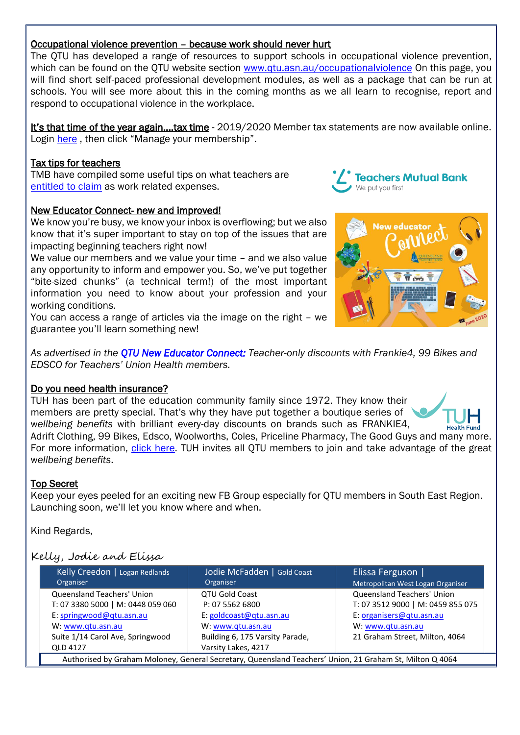**Occupational violence prevention – because work should never hurt**

The QTU has developed a range of resources to support schools in occupational violence prevention, which can be found on the QTU website section www.qtu.asn.au/occupationalviolence On this page, you will find short self-paced professional development modules, as well as a package that can be run at schools. You will see more about this in the coming months as we all learn to recognise, report and respond to occupational violence in the workplace.

**It's that time of the year again….tax time** - 2019/2020 Member tax statements are now available online. Login here , then click "Manage your membership".

**Tax tips for teachers**

TMB have compiled some useful tips on what teachers are entitled to claim as work related expenses.

**New Educator Connect- new and improved!**

We know you're busy, we know your inbox is overflowing; but we also know that it's super important to stay on top of the issues that are impacting beginning teachers right now!

We value our members and we value your time – and we also value any opportunity to inform and empower you. So, we've put together "bite-sized chunks" (a technical term!) of the most important information you need to know about your profession and your working conditions.

You can access a range of articles via the image on the right – we guarantee you'll learn something new!

*As advertised in the **QTU New Educator Connect:** Teacher-only discounts with Frankie4, 99 Bikes and EDSCO for Teachers' Union Health members.*

**Do you need health insurance?**

TUH has been part of the education community family since 1972. They know their members are pretty special. That's why they have put together a boutique series of *wellbeing benefits* with brilliant every-day discounts on brands such as FRANKIE4, Adrift Clothing, 99 Bikes, Edsco, Woolworths, Coles, Priceline Pharmacy, The Good Guys and many more. For more information, click here. TUH invites all QTU members to join and take advantage of the great *wellbeing benefits*.

**Top Secret**

Keep your eyes peeled for an exciting new FB Group especially for QTU members in South East Region. Launching soon, we'll let you know where and when.

Kind Regards,

*Kelly, Jodie and Elissa*

| Kelly Creedon \| Logan Redlands Organiser | Jodie McFadden \| Gold Coast Organiser | Elissa Ferguson \| Metropolitan West Logan Organiser |
|---|---|---|
| Queensland Teachers' Union<br>T: 07 3380 5000 \| M: 0448 059 060<br>E: springwood@qtu.asn.au<br>W: www.qtu.asn.au<br>Suite 1/14 Carol Ave, Springwood QLD 4127 | QTU Gold Coast<br>P: 07 5562 6800<br>E: goldcoast@qtu.asn.au<br>W: www.qtu.asn.au<br>Building 6, 175 Varsity Parade, Varsity Lakes, 4217 | Queensland Teachers' Union<br>T: 07 3512 9000 \| M: 0459 855 075<br>E: organisers@qtu.asn.au<br>W: www.qtu.asn.au<br>21 Graham Street, Milton, 4064 |

Authorised by Graham Moloney, General Secretary, Queensland Teachers' Union, 21 Graham St, Milton Q 4064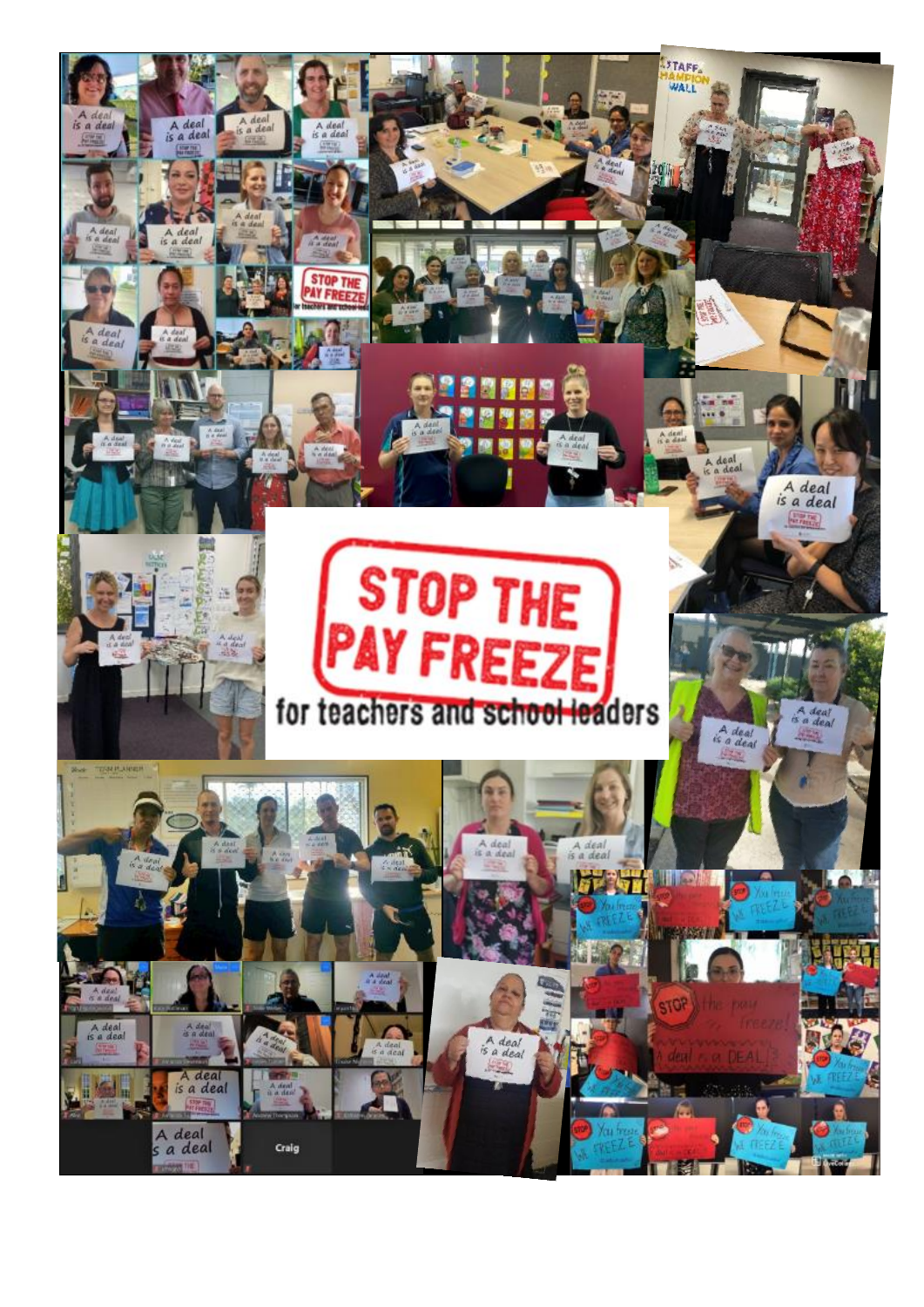# STOP THE PAY FREEZE

for teachers and school leaders